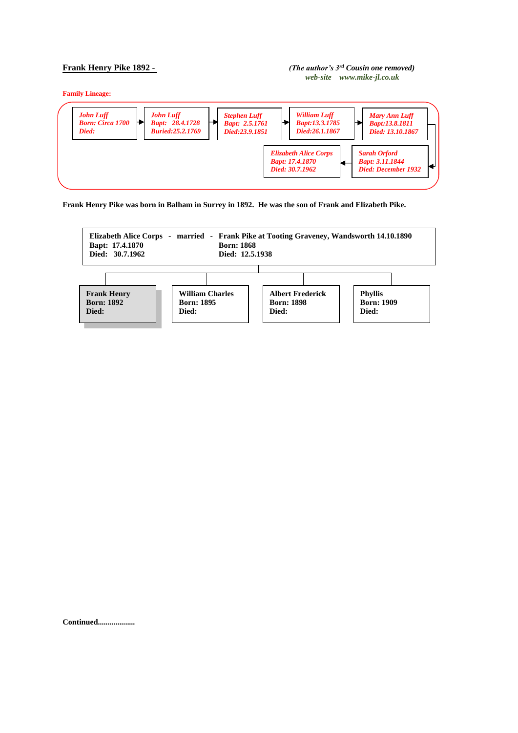## Frank Henry Pike 1892 -

*(The author's 3rd Cousin one removed)*
*web-site www.mike-jl.co.uk*

**Family Lineage:**

*John Luff*
*Born: Circa 1700*
*Died:*
→
*John Luff*
*Bapt: 28.4.1728*
*Buried:25.2.1769*
→
*Stephen Luff*
*Bapt: 2.5.1761*
*Died:23.9.1851*
→
*William Luff*
*Bapt:13.3.1785*
*Died:26.1.1867*
→
*Mary Ann Luff*
*Bapt:13.8.1811*
*Died: 13.10.1867*
→
*Sarah Orford*
*Bapt: 3.11.1844*
*Died: December 1932*
→
*Elizabeth Alice Corps*
*Bapt: 17.4.1870*
*Died: 30.7.1962*

**Frank Henry Pike was born in Balham in Surrey in 1892. He was the son of Frank and Elizabeth Pike.**

**Elizabeth Alice Corps - married - Frank Pike at Tooting Graveney, Wandsworth 14.10.1890**

| Elizabeth Alice Corps | Frank Pike |
|---|---|
| Bapt: 17.4.1870 | Born: 1868 |
| Died: 30.7.1962 | Died: 12.5.1938 |

| Frank Henry | William Charles | Albert Frederick | Phyllis |
|---|---|---|---|
| Born: 1892 | Born: 1895 | Born: 1898 | Born: 1909 |
| Died: | Died: | Died: | Died: |

**Continued..................**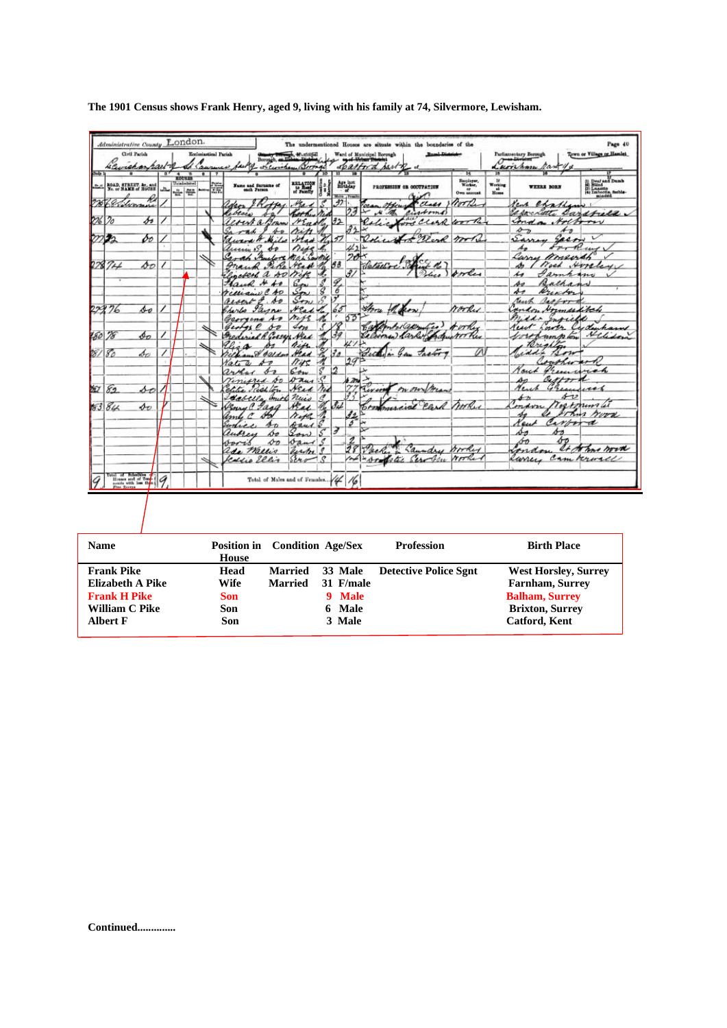**The 1901 Census shows Frank Henry, aged 9, living with his family at 74, Silvermore, Lewisham.**

| Name | Position in House | Condition | Age/Sex | Profession | Birth Place |
|---|---|---|---|---|---|
| Frank Pike | Head | Married | 33 Male | Detective Police Sgnt | West Horsley, Surrey |
| Elizabeth A Pike | Wife | Married | 31 F/male | | Farnham, Surrey |
| Frank H Pike | Son | | 9 Male | | Balham, Surrey |
| William C Pike | Son | | 6 Male | | Brixton, Surrey |
| Albert F | Son | | 3 Male | | Catford, Kent |

**Continued..............**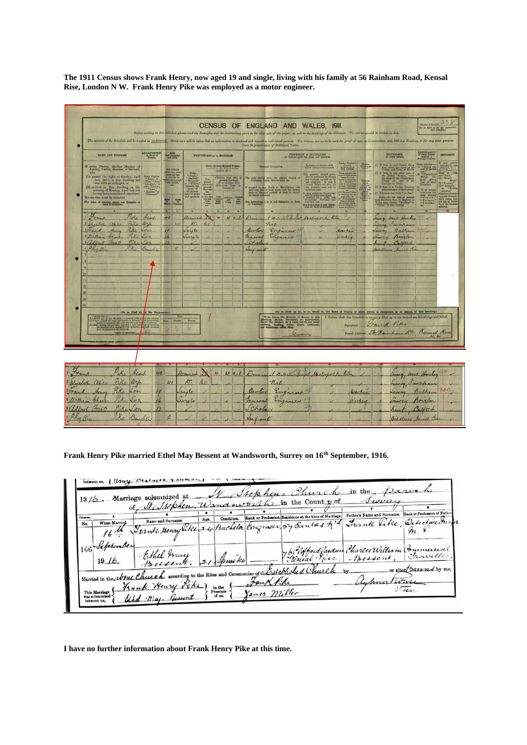**The 1911 Census shows Frank Henry, now aged 19 and single, living with his family at 56 Rainham Road, Kensal Rise, London N W. Frank Henry Pike was employed as a motor engineer.**

**Frank Henry Pike married Ethel May Bessent at Wandsworth, Surrey on 16th September, 1916.**

**I have no further information about Frank Henry Pike at this time.**